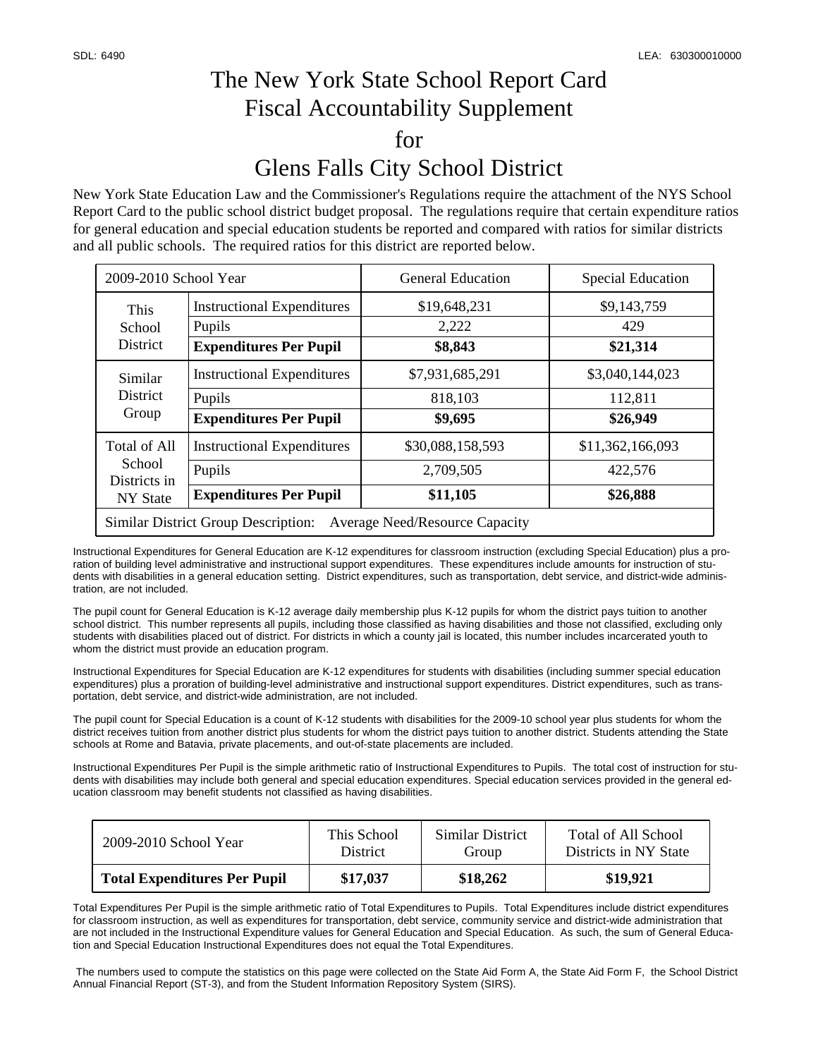SDL: 6490 LEA: 630300010000

# The New York State School Report Card
# Fiscal Accountability Supplement
# for
# Glens Falls City School District

New York State Education Law and the Commissioner's Regulations require the attachment of the NYS School Report Card to the public school district budget proposal. The regulations require that certain expenditure ratios for general education and special education students be reported and compared with ratios for similar districts and all public schools. The required ratios for this district are reported below.

| 2009-2010 School Year | | General Education | Special Education |
|---|---|---|---|
| This School District | Instructional Expenditures | $19,648,231 | $9,143,759 |
| | Pupils | 2,222 | 429 |
| | **Expenditures Per Pupil** | **$8,843** | **$21,314** |
| Similar District Group | Instructional Expenditures | $7,931,685,291 | $3,040,144,023 |
| | Pupils | 818,103 | 112,811 |
| | **Expenditures Per Pupil** | **$9,695** | **$26,949** |
| Total of All School Districts in NY State | Instructional Expenditures | $30,088,158,593 | $11,362,166,093 |
| | Pupils | 2,709,505 | 422,576 |
| | **Expenditures Per Pupil** | **$11,105** | **$26,888** |
| Similar District Group Description: Average Need/Resource Capacity | | | |

Instructional Expenditures for General Education are K-12 expenditures for classroom instruction (excluding Special Education) plus a proration of building level administrative and instructional support expenditures. These expenditures include amounts for instruction of students with disabilities in a general education setting. District expenditures, such as transportation, debt service, and district-wide administration, are not included.

The pupil count for General Education is K-12 average daily membership plus K-12 pupils for whom the district pays tuition to another school district. This number represents all pupils, including those classified as having disabilities and those not classified, excluding only students with disabilities placed out of district. For districts in which a county jail is located, this number includes incarcerated youth to whom the district must provide an education program.

Instructional Expenditures for Special Education are K-12 expenditures for students with disabilities (including summer special education expenditures) plus a proration of building-level administrative and instructional support expenditures. District expenditures, such as transportation, debt service, and district-wide administration, are not included.

The pupil count for Special Education is a count of K-12 students with disabilities for the 2009-10 school year plus students for whom the district receives tuition from another district plus students for whom the district pays tuition to another district. Students attending the State schools at Rome and Batavia, private placements, and out-of-state placements are included.

Instructional Expenditures Per Pupil is the simple arithmetic ratio of Instructional Expenditures to Pupils. The total cost of instruction for students with disabilities may include both general and special education expenditures. Special education services provided in the general education classroom may benefit students not classified as having disabilities.

| 2009-2010 School Year | This School District | Similar District Group | Total of All School Districts in NY State |
|---|---|---|---|
| **Total Expenditures Per Pupil** | **$17,037** | **$18,262** | **$19,921** |

Total Expenditures Per Pupil is the simple arithmetic ratio of Total Expenditures to Pupils. Total Expenditures include district expenditures for classroom instruction, as well as expenditures for transportation, debt service, community service and district-wide administration that are not included in the Instructional Expenditure values for General Education and Special Education. As such, the sum of General Education and Special Education Instructional Expenditures does not equal the Total Expenditures.

The numbers used to compute the statistics on this page were collected on the State Aid Form A, the State Aid Form F, the School District Annual Financial Report (ST-3), and from the Student Information Repository System (SIRS).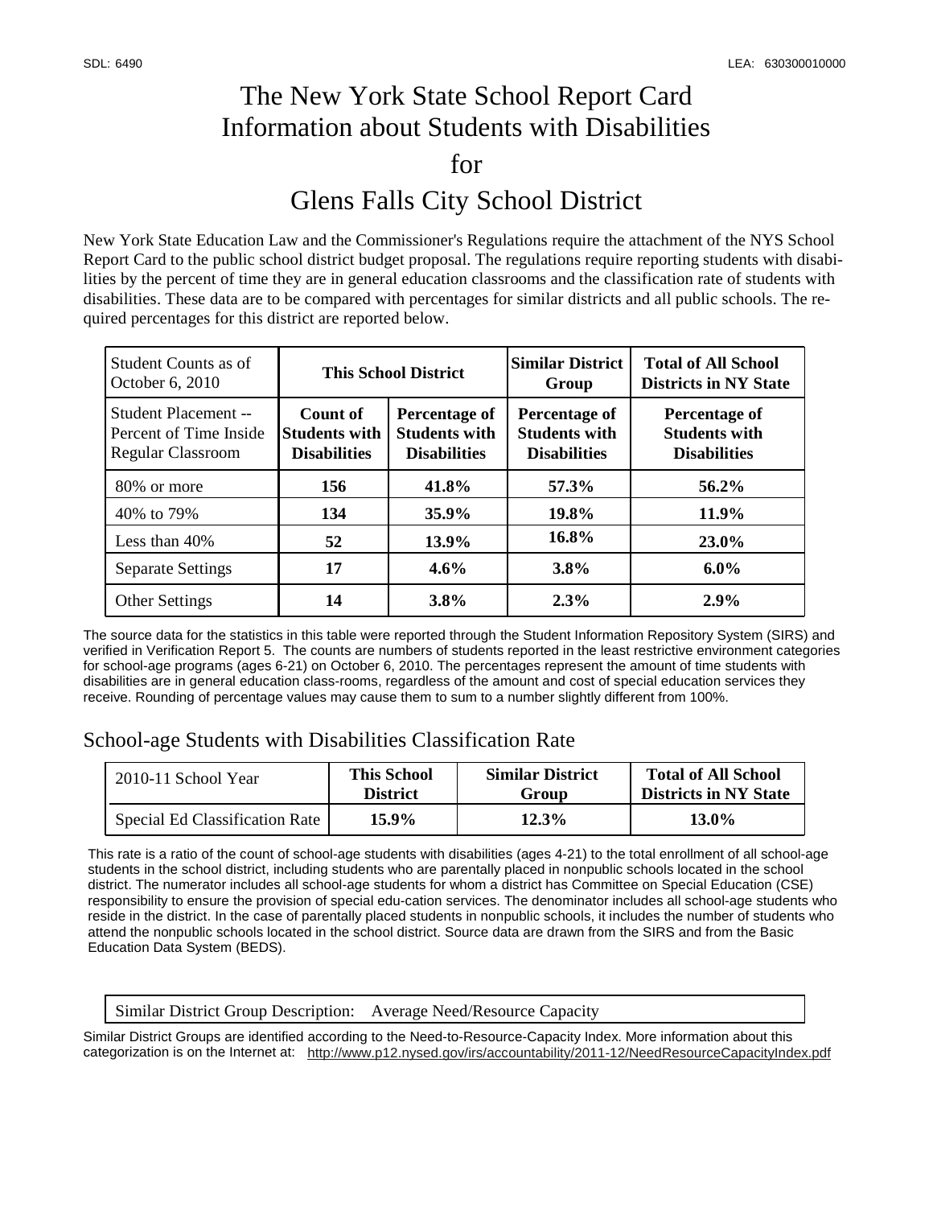SDL: 6490 LEA: 630300010000

# The New York State School Report Card Information about Students with Disabilities for Glens Falls City School District

New York State Education Law and the Commissioner's Regulations require the attachment of the NYS School Report Card to the public school district budget proposal. The regulations require reporting students with disabilities by the percent of time they are in general education classrooms and the classification rate of students with disabilities. These data are to be compared with percentages for similar districts and all public schools. The required percentages for this district are reported below.

| Student Counts as of October 6, 2010 | This School District | | Similar District Group | Total of All School Districts in NY State |
|---|---|---|---|---|
| Student Placement -- Percent of Time Inside Regular Classroom | **Count of Students with Disabilities** | **Percentage of Students with Disabilities** | **Percentage of Students with Disabilities** | **Percentage of Students with Disabilities** |
| 80% or more | **156** | **41.8%** | **57.3%** | **56.2%** |
| 40% to 79% | **134** | **35.9%** | **19.8%** | **11.9%** |
| Less than 40% | **52** | **13.9%** | **16.8%** | **23.0%** |
| Separate Settings | **17** | **4.6%** | **3.8%** | **6.0%** |
| Other Settings | **14** | **3.8%** | **2.3%** | **2.9%** |

The source data for the statistics in this table were reported through the Student Information Repository System (SIRS) and verified in Verification Report 5. The counts are numbers of students reported in the least restrictive environment categories for school-age programs (ages 6-21) on October 6, 2010. The percentages represent the amount of time students with disabilities are in general education class-rooms, regardless of the amount and cost of special education services they receive. Rounding of percentage values may cause them to sum to a number slightly different from 100%.

## School-age Students with Disabilities Classification Rate

| 2010-11 School Year | This School District | Similar District Group | Total of All School Districts in NY State |
|---|---|---|---|
| Special Ed Classification Rate | **15.9%** | **12.3%** | **13.0%** |

This rate is a ratio of the count of school-age students with disabilities (ages 4-21) to the total enrollment of all school-age students in the school district, including students who are parentally placed in nonpublic schools located in the school district. The numerator includes all school-age students for whom a district has Committee on Special Education (CSE) responsibility to ensure the provision of special edu-cation services. The denominator includes all school-age students who reside in the district. In the case of parentally placed students in nonpublic schools, it includes the number of students who attend the nonpublic schools located in the school district. Source data are drawn from the SIRS and from the Basic Education Data System (BEDS).

Similar District Group Description: Average Need/Resource Capacity

Similar District Groups are identified according to the Need-to-Resource-Capacity Index. More information about this categorization is on the Internet at: http://www.p12.nysed.gov/irs/accountability/2011-12/NeedResourceCapacityIndex.pdf